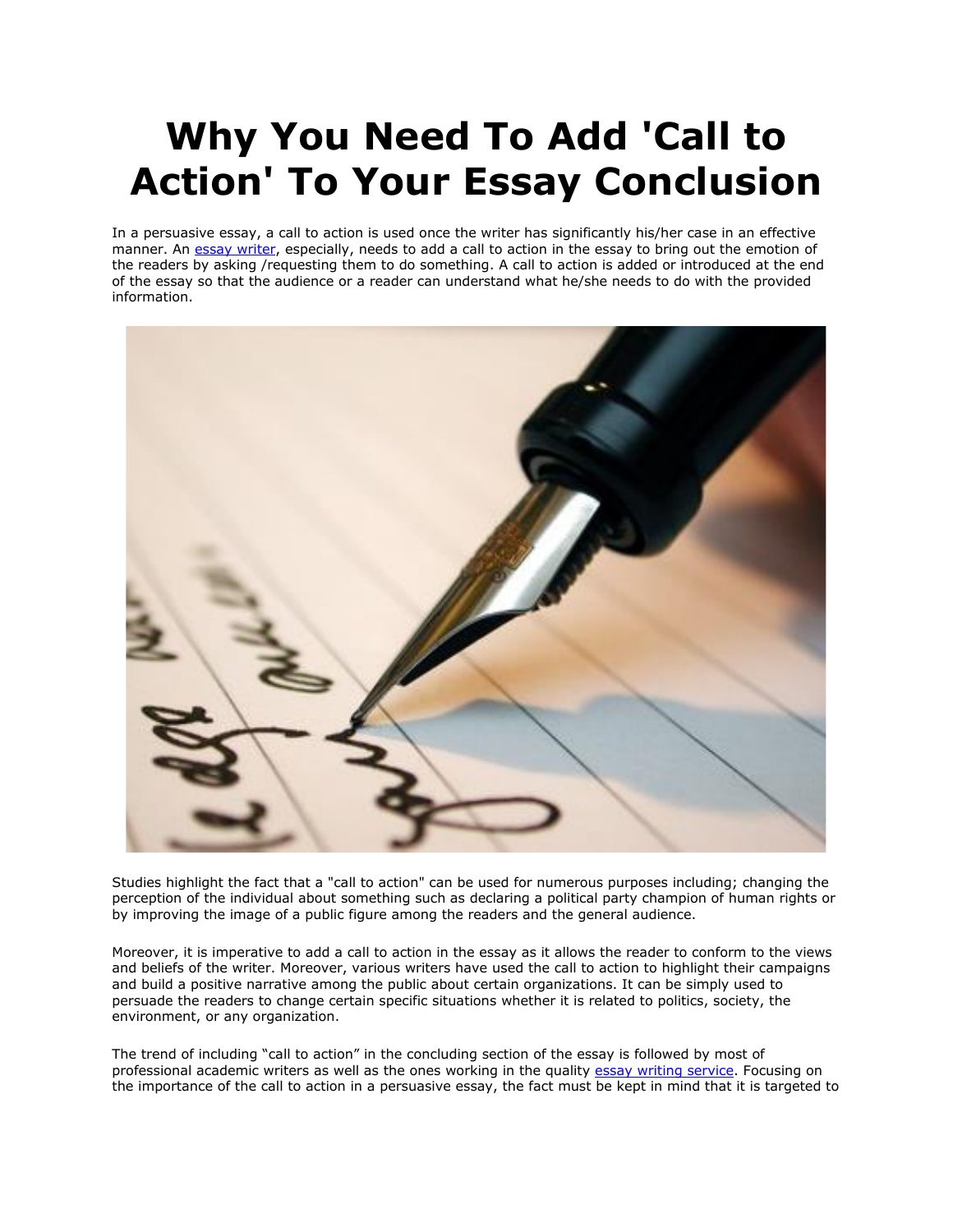# Why You Need To Add 'Call to Action' To Your Essay Conclusion

In a persuasive essay, a call to action is used once the writer has significantly his/her case in an effective manner. An essay writer, especially, needs to add a call to action in the essay to bring out the emotion of the readers by asking /requesting them to do something. A call to action is added or introduced at the end of the essay so that the audience or a reader can understand what he/she needs to do with the provided information.

Studies highlight the fact that a "call to action" can be used for numerous purposes including; changing the perception of the individual about something such as declaring a political party champion of human rights or by improving the image of a public figure among the readers and the general audience.

Moreover, it is imperative to add a call to action in the essay as it allows the reader to conform to the views and beliefs of the writer. Moreover, various writers have used the call to action to highlight their campaigns and build a positive narrative among the public about certain organizations. It can be simply used to persuade the readers to change certain specific situations whether it is related to politics, society, the environment, or any organization.

The trend of including "call to action" in the concluding section of the essay is followed by most of professional academic writers as well as the ones working in the quality essay writing service. Focusing on the importance of the call to action in a persuasive essay, the fact must be kept in mind that it is targeted to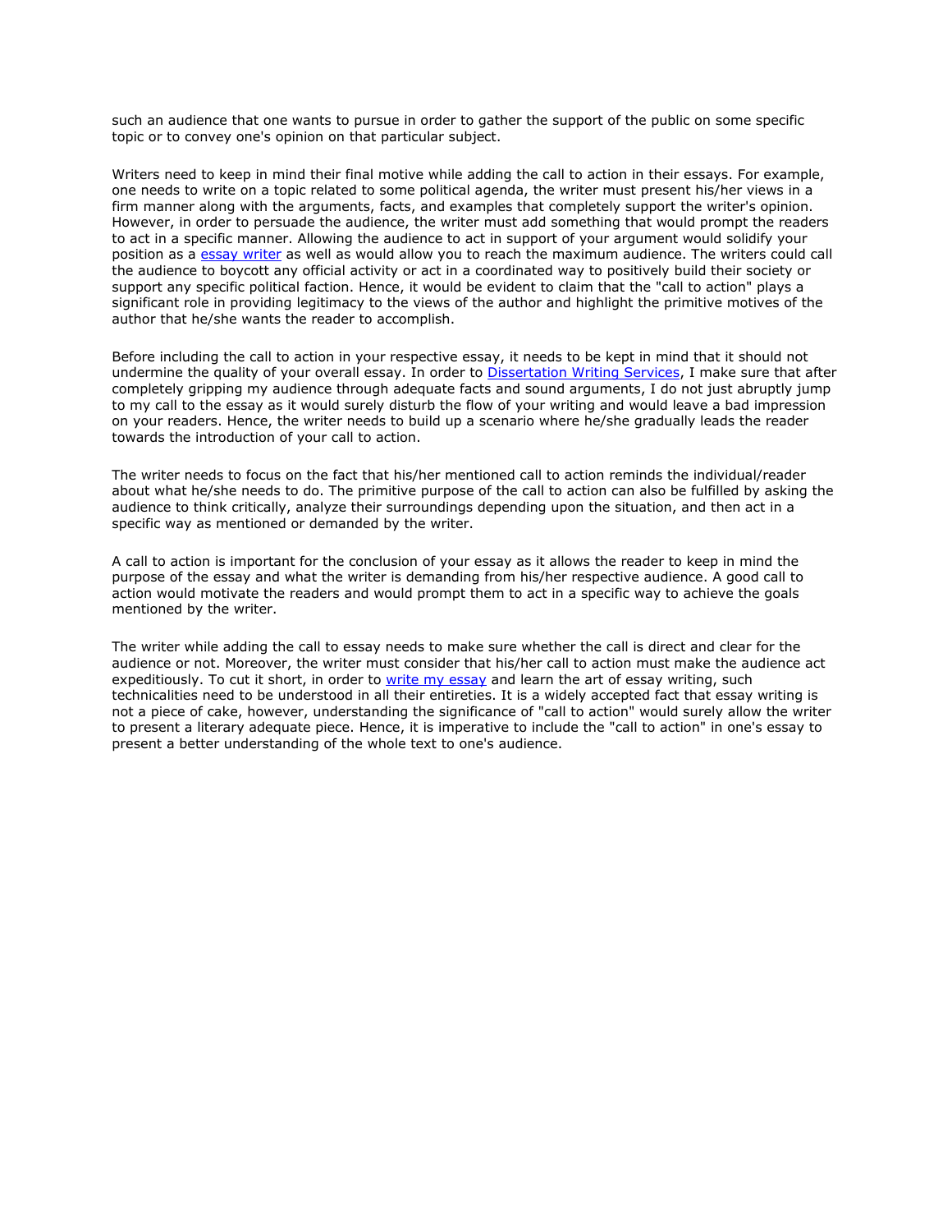such an audience that one wants to pursue in order to gather the support of the public on some specific topic or to convey one's opinion on that particular subject.

Writers need to keep in mind their final motive while adding the call to action in their essays. For example, one needs to write on a topic related to some political agenda, the writer must present his/her views in a firm manner along with the arguments, facts, and examples that completely support the writer's opinion. However, in order to persuade the audience, the writer must add something that would prompt the readers to act in a specific manner. Allowing the audience to act in support of your argument would solidify your position as a essay writer as well as would allow you to reach the maximum audience. The writers could call the audience to boycott any official activity or act in a coordinated way to positively build their society or support any specific political faction. Hence, it would be evident to claim that the "call to action" plays a significant role in providing legitimacy to the views of the author and highlight the primitive motives of the author that he/she wants the reader to accomplish.

Before including the call to action in your respective essay, it needs to be kept in mind that it should not undermine the quality of your overall essay. In order to Dissertation Writing Services, I make sure that after completely gripping my audience through adequate facts and sound arguments, I do not just abruptly jump to my call to the essay as it would surely disturb the flow of your writing and would leave a bad impression on your readers. Hence, the writer needs to build up a scenario where he/she gradually leads the reader towards the introduction of your call to action.

The writer needs to focus on the fact that his/her mentioned call to action reminds the individual/reader about what he/she needs to do. The primitive purpose of the call to action can also be fulfilled by asking the audience to think critically, analyze their surroundings depending upon the situation, and then act in a specific way as mentioned or demanded by the writer.

A call to action is important for the conclusion of your essay as it allows the reader to keep in mind the purpose of the essay and what the writer is demanding from his/her respective audience. A good call to action would motivate the readers and would prompt them to act in a specific way to achieve the goals mentioned by the writer.

The writer while adding the call to essay needs to make sure whether the call is direct and clear for the audience or not. Moreover, the writer must consider that his/her call to action must make the audience act expeditiously. To cut it short, in order to write my essay and learn the art of essay writing, such technicalities need to be understood in all their entireties. It is a widely accepted fact that essay writing is not a piece of cake, however, understanding the significance of "call to action" would surely allow the writer to present a literary adequate piece. Hence, it is imperative to include the "call to action" in one's essay to present a better understanding of the whole text to one's audience.